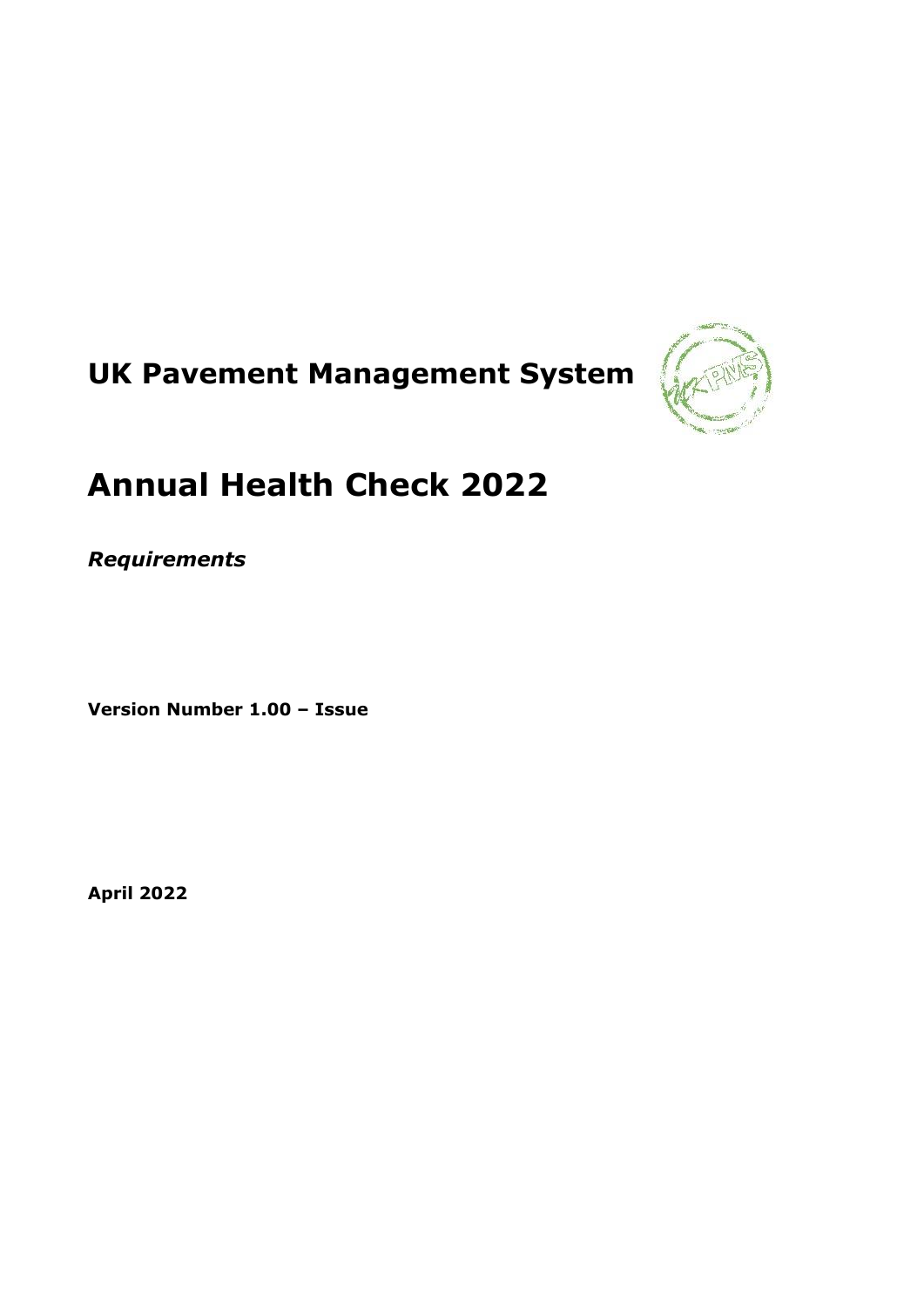# UK Pavement Management System

# Annual Health Check 2022

***Requirements***

**Version Number 1.00 – Issue**

**April 2022**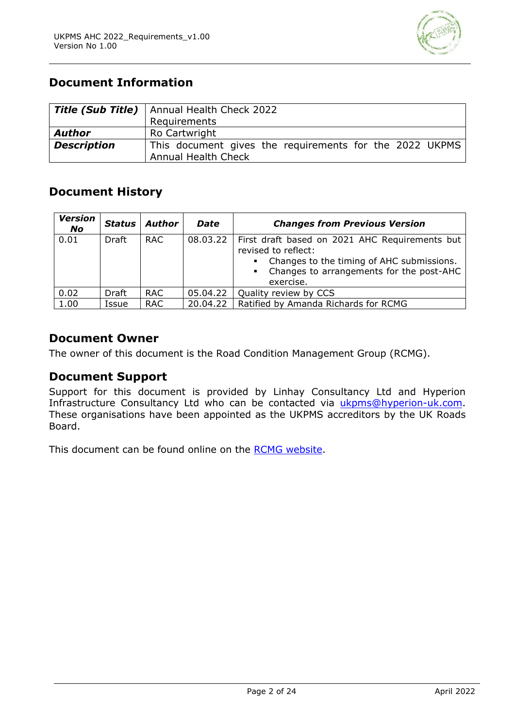## Document Information

| ***Title (Sub Title)*** | Annual Health Check 2022 Requirements |
|---|---|
| ***Author*** | Ro Cartwright |
| ***Description*** | This document gives the requirements for the 2022 UKPMS Annual Health Check |

## Document History

| *Version No* | *Status* | *Author* | *Date* | *Changes from Previous Version* |
|---|---|---|---|---|
| 0.01 | Draft | RAC | 08.03.22 | First draft based on 2021 AHC Requirements but revised to reflect: <br>▪ Changes to the timing of AHC submissions. <br>▪ Changes to arrangements for the post-AHC exercise. |
| 0.02 | Draft | RAC | 05.04.22 | Quality review by CCS |
| 1.00 | Issue | RAC | 20.04.22 | Ratified by Amanda Richards for RCMG |

## Document Owner

The owner of this document is the Road Condition Management Group (RCMG).

## Document Support

Support for this document is provided by Linhay Consultancy Ltd and Hyperion Infrastructure Consultancy Ltd who can be contacted via ukpms@hyperion-uk.com. These organisations have been appointed as the UKPMS accreditors by the UK Roads Board.

This document can be found online on the RCMG website.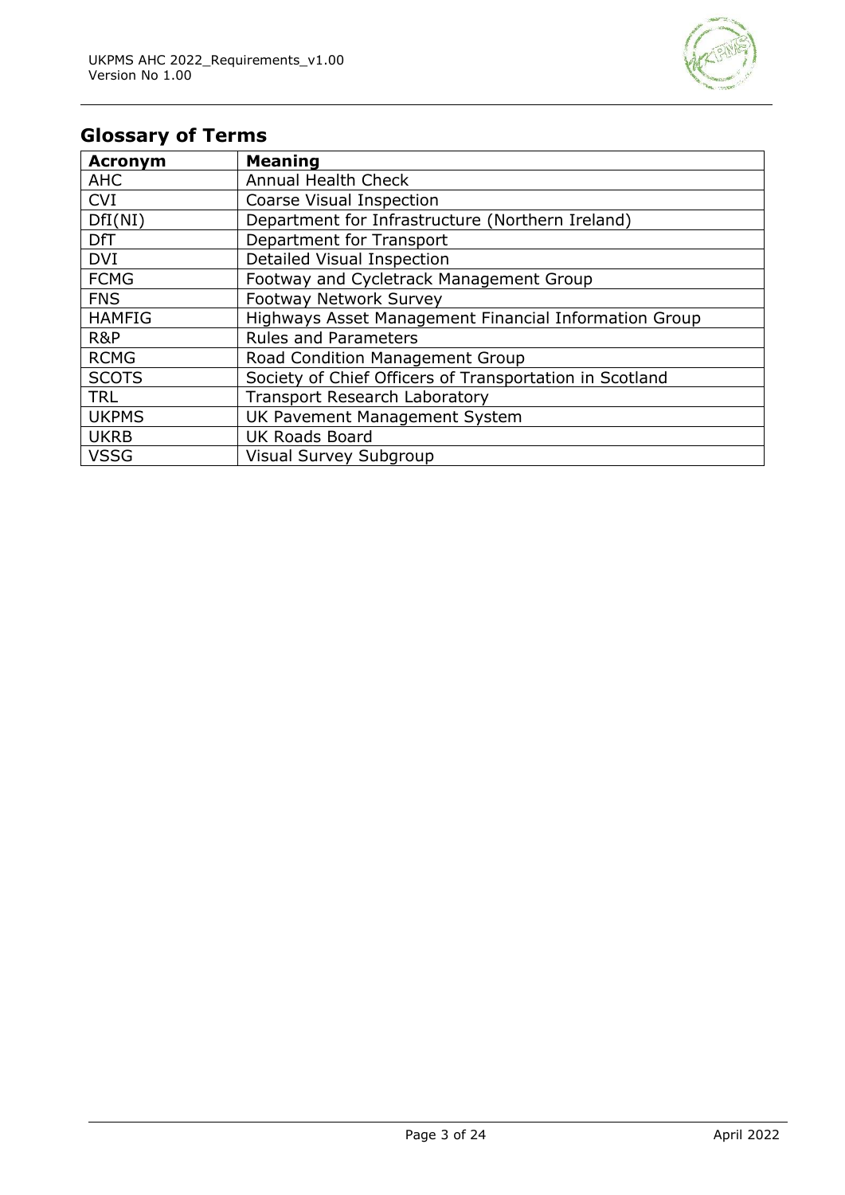## Glossary of Terms

| Acronym | Meaning |
|---|---|
| AHC | Annual Health Check |
| CVI | Coarse Visual Inspection |
| DfI(NI) | Department for Infrastructure (Northern Ireland) |
| DfT | Department for Transport |
| DVI | Detailed Visual Inspection |
| FCMG | Footway and Cycletrack Management Group |
| FNS | Footway Network Survey |
| HAMFIG | Highways Asset Management Financial Information Group |
| R&P | Rules and Parameters |
| RCMG | Road Condition Management Group |
| SCOTS | Society of Chief Officers of Transportation in Scotland |
| TRL | Transport Research Laboratory |
| UKPMS | UK Pavement Management System |
| UKRB | UK Roads Board |
| VSSG | Visual Survey Subgroup |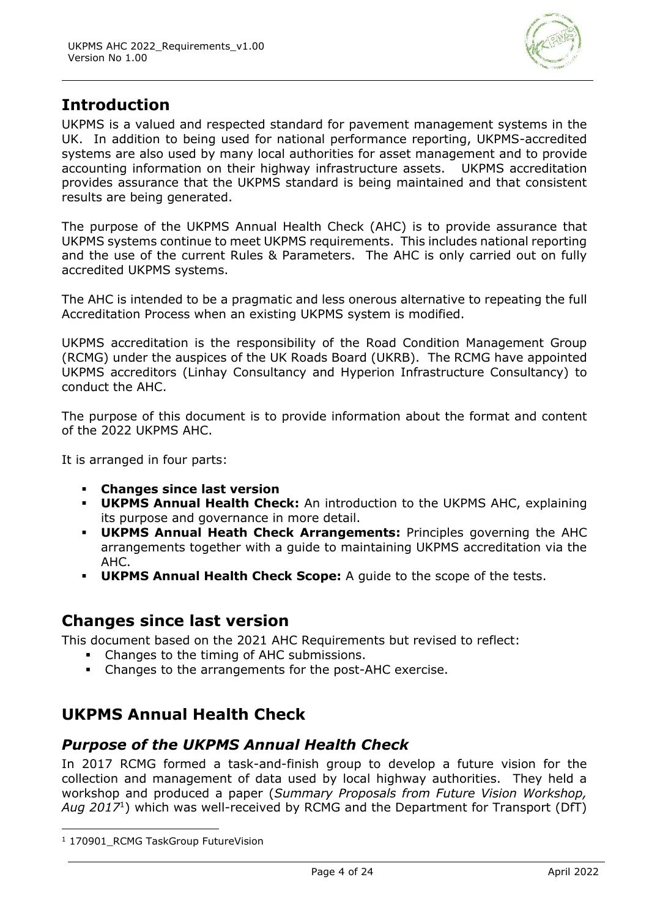# Introduction

UKPMS is a valued and respected standard for pavement management systems in the UK. In addition to being used for national performance reporting, UKPMS-accredited systems are also used by many local authorities for asset management and to provide accounting information on their highway infrastructure assets. UKPMS accreditation provides assurance that the UKPMS standard is being maintained and that consistent results are being generated.

The purpose of the UKPMS Annual Health Check (AHC) is to provide assurance that UKPMS systems continue to meet UKPMS requirements. This includes national reporting and the use of the current Rules & Parameters. The AHC is only carried out on fully accredited UKPMS systems.

The AHC is intended to be a pragmatic and less onerous alternative to repeating the full Accreditation Process when an existing UKPMS system is modified.

UKPMS accreditation is the responsibility of the Road Condition Management Group (RCMG) under the auspices of the UK Roads Board (UKRB). The RCMG have appointed UKPMS accreditors (Linhay Consultancy and Hyperion Infrastructure Consultancy) to conduct the AHC.

The purpose of this document is to provide information about the format and content of the 2022 UKPMS AHC.

It is arranged in four parts:

- **Changes since last version**
- **UKPMS Annual Health Check:** An introduction to the UKPMS AHC, explaining its purpose and governance in more detail.
- **UKPMS Annual Heath Check Arrangements:** Principles governing the AHC arrangements together with a guide to maintaining UKPMS accreditation via the AHC.
- **UKPMS Annual Health Check Scope:** A guide to the scope of the tests.

# Changes since last version

This document based on the 2021 AHC Requirements but revised to reflect:

- Changes to the timing of AHC submissions.
- Changes to the arrangements for the post-AHC exercise.

# UKPMS Annual Health Check

## *Purpose of the UKPMS Annual Health Check*

In 2017 RCMG formed a task-and-finish group to develop a future vision for the collection and management of data used by local highway authorities. They held a workshop and produced a paper (*Summary Proposals from Future Vision Workshop, Aug 2017*[1]) which was well-received by RCMG and the Department for Transport (DfT)

[1] 170901_RCMG TaskGroup FutureVision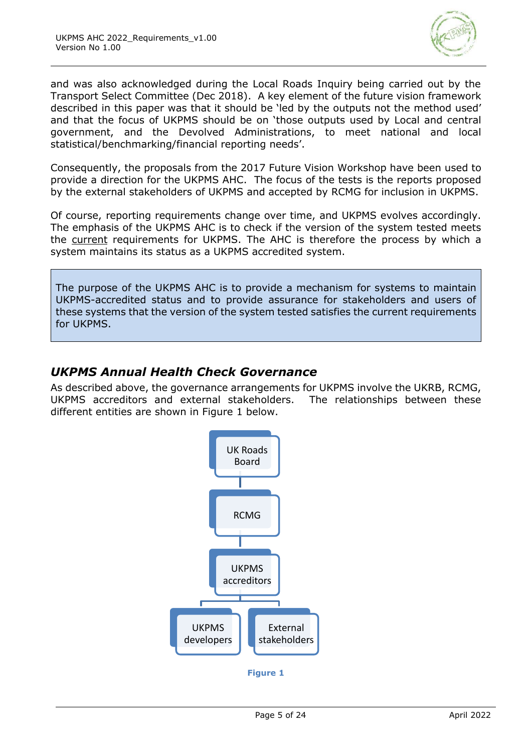and was also acknowledged during the Local Roads Inquiry being carried out by the Transport Select Committee (Dec 2018). A key element of the future vision framework described in this paper was that it should be 'led by the outputs not the method used' and that the focus of UKPMS should be on 'those outputs used by Local and central government, and the Devolved Administrations, to meet national and local statistical/benchmarking/financial reporting needs'.

Consequently, the proposals from the 2017 Future Vision Workshop have been used to provide a direction for the UKPMS AHC. The focus of the tests is the reports proposed by the external stakeholders of UKPMS and accepted by RCMG for inclusion in UKPMS.

Of course, reporting requirements change over time, and UKPMS evolves accordingly. The emphasis of the UKPMS AHC is to check if the version of the system tested meets the current requirements for UKPMS. The AHC is therefore the process by which a system maintains its status as a UKPMS accredited system.

> The purpose of the UKPMS AHC is to provide a mechanism for systems to maintain UKPMS-accredited status and to provide assurance for stakeholders and users of these systems that the version of the system tested satisfies the current requirements for UKPMS.

## *UKPMS Annual Health Check Governance*

As described above, the governance arrangements for UKPMS involve the UKRB, RCMG, UKPMS accreditors and external stakeholders. The relationships between these different entities are shown in Figure 1 below.

UK Roads Board → RCMG → UKPMS accreditors → UKPMS developers / External stakeholders

**Figure 1**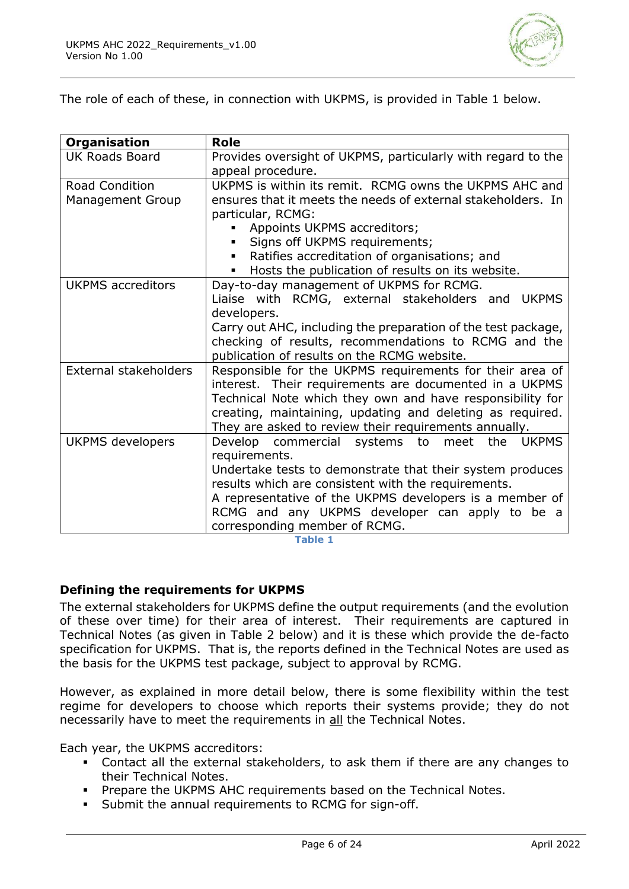The role of each of these, in connection with UKPMS, is provided in Table 1 below.

| Organisation | Role |
|---|---|
| UK Roads Board | Provides oversight of UKPMS, particularly with regard to the appeal procedure. |
| Road Condition Management Group | UKPMS is within its remit. RCMG owns the UKPMS AHC and ensures that it meets the needs of external stakeholders. In particular, RCMG:<br>▪ Appoints UKPMS accreditors;<br>▪ Signs off UKPMS requirements;<br>▪ Ratifies accreditation of organisations; and<br>▪ Hosts the publication of results on its website. |
| UKPMS accreditors | Day-to-day management of UKPMS for RCMG.<br>Liaise with RCMG, external stakeholders and UKPMS developers.<br>Carry out AHC, including the preparation of the test package, checking of results, recommendations to RCMG and the publication of results on the RCMG website. |
| External stakeholders | Responsible for the UKPMS requirements for their area of interest. Their requirements are documented in a UKPMS Technical Note which they own and have responsibility for creating, maintaining, updating and deleting as required. They are asked to review their requirements annually. |
| UKPMS developers | Develop commercial systems to meet the UKPMS requirements.<br>Undertake tests to demonstrate that their system produces results which are consistent with the requirements.<br>A representative of the UKPMS developers is a member of RCMG and any UKPMS developer can apply to be a corresponding member of RCMG. |

**Table 1**

## Defining the requirements for UKPMS

The external stakeholders for UKPMS define the output requirements (and the evolution of these over time) for their area of interest. Their requirements are captured in Technical Notes (as given in Table 2 below) and it is these which provide the de-facto specification for UKPMS. That is, the reports defined in the Technical Notes are used as the basis for the UKPMS test package, subject to approval by RCMG.

However, as explained in more detail below, there is some flexibility within the test regime for developers to choose which reports their systems provide; they do not necessarily have to meet the requirements in all the Technical Notes.

Each year, the UKPMS accreditors:

- Contact all the external stakeholders, to ask them if there are any changes to their Technical Notes.
- Prepare the UKPMS AHC requirements based on the Technical Notes.
- Submit the annual requirements to RCMG for sign-off.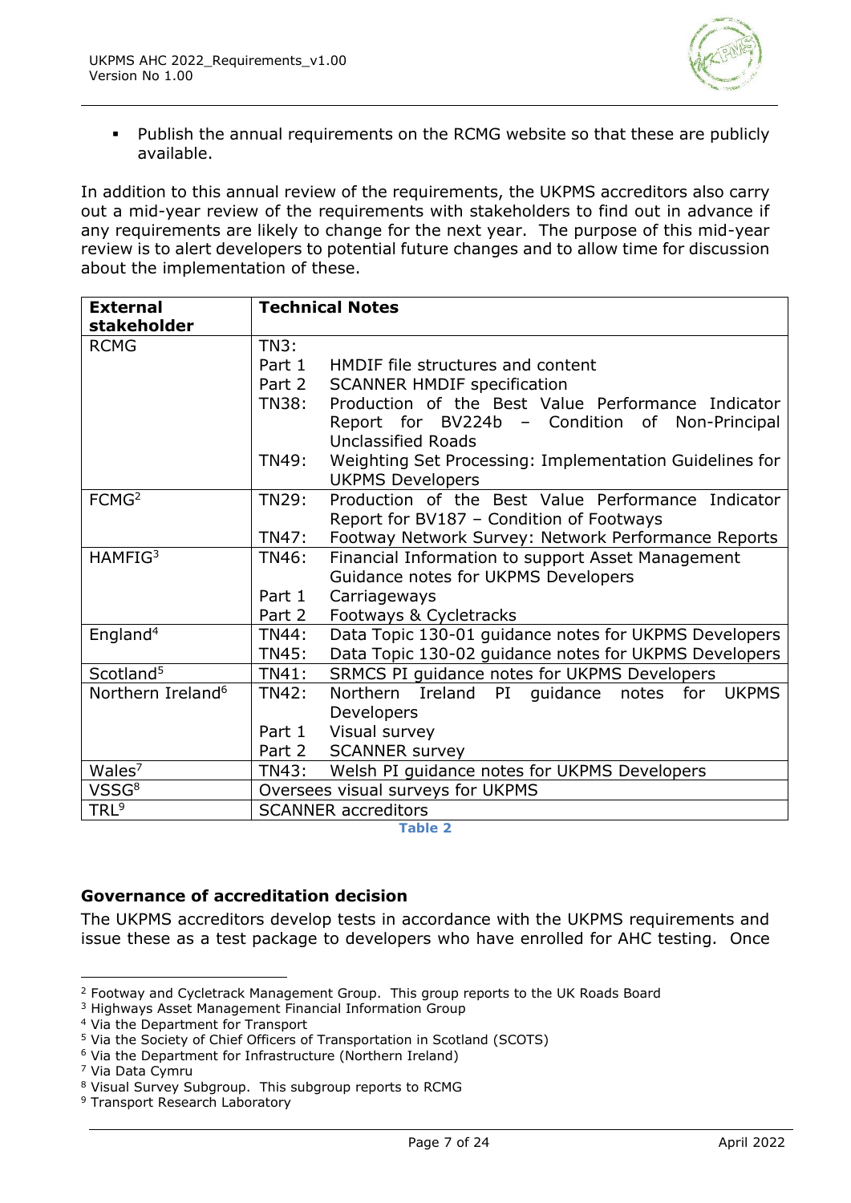- Publish the annual requirements on the RCMG website so that these are publicly available.

In addition to this annual review of the requirements, the UKPMS accreditors also carry out a mid-year review of the requirements with stakeholders to find out in advance if any requirements are likely to change for the next year. The purpose of this mid-year review is to alert developers to potential future changes and to allow time for discussion about the implementation of these.

| External stakeholder | Technical Notes | |
|---|---|---|
| RCMG | TN3: | |
| | Part 1 | HMDIF file structures and content |
| | Part 2 | SCANNER HMDIF specification |
| | TN38: | Production of the Best Value Performance Indicator Report for BV224b – Condition of Non-Principal Unclassified Roads |
| | TN49: | Weighting Set Processing: Implementation Guidelines for UKPMS Developers |
| FCMG[2] | TN29: | Production of the Best Value Performance Indicator Report for BV187 – Condition of Footways |
| | TN47: | Footway Network Survey: Network Performance Reports |
| HAMFIG[3] | TN46: | Financial Information to support Asset Management Guidance notes for UKPMS Developers |
| | Part 1 | Carriageways |
| | Part 2 | Footways & Cycletracks |
| England[4] | TN44: | Data Topic 130-01 guidance notes for UKPMS Developers |
| | TN45: | Data Topic 130-02 guidance notes for UKPMS Developers |
| Scotland[5] | TN41: | SRMCS PI guidance notes for UKPMS Developers |
| Northern Ireland[6] | TN42: | Northern Ireland PI guidance notes for UKPMS Developers |
| | Part 1 | Visual survey |
| | Part 2 | SCANNER survey |
| Wales[7] | TN43: | Welsh PI guidance notes for UKPMS Developers |
| VSSG[8] | Oversees visual surveys for UKPMS | |
| TRL[9] | SCANNER accreditors | |

**Table 2**

### Governance of accreditation decision

The UKPMS accreditors develop tests in accordance with the UKPMS requirements and issue these as a test package to developers who have enrolled for AHC testing. Once

---

[2] Footway and Cycletrack Management Group. This group reports to the UK Roads Board
[3] Highways Asset Management Financial Information Group
[4] Via the Department for Transport
[5] Via the Society of Chief Officers of Transportation in Scotland (SCOTS)
[6] Via the Department for Infrastructure (Northern Ireland)
[7] Via Data Cymru
[8] Visual Survey Subgroup. This subgroup reports to RCMG
[9] Transport Research Laboratory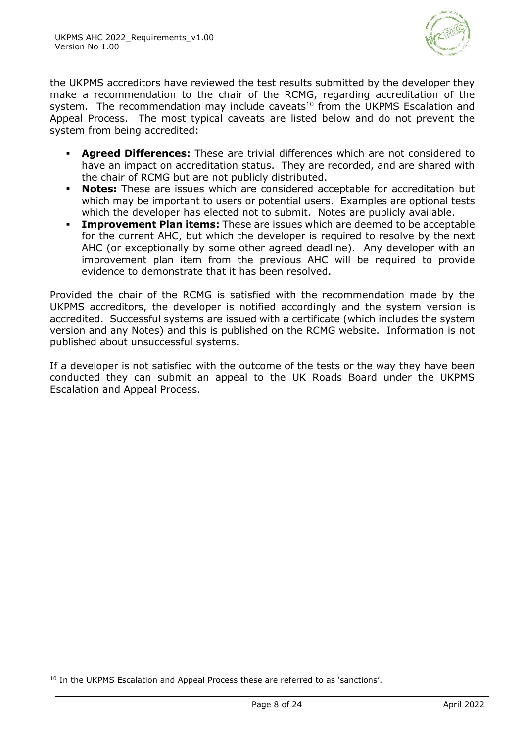the UKPMS accreditors have reviewed the test results submitted by the developer they make a recommendation to the chair of the RCMG, regarding accreditation of the system. The recommendation may include caveats[10] from the UKPMS Escalation and Appeal Process. The most typical caveats are listed below and do not prevent the system from being accredited:

- **Agreed Differences:** These are trivial differences which are not considered to have an impact on accreditation status. They are recorded, and are shared with the chair of RCMG but are not publicly distributed.
- **Notes:** These are issues which are considered acceptable for accreditation but which may be important to users or potential users. Examples are optional tests which the developer has elected not to submit. Notes are publicly available.
- **Improvement Plan items:** These are issues which are deemed to be acceptable for the current AHC, but which the developer is required to resolve by the next AHC (or exceptionally by some other agreed deadline). Any developer with an improvement plan item from the previous AHC will be required to provide evidence to demonstrate that it has been resolved.

Provided the chair of the RCMG is satisfied with the recommendation made by the UKPMS accreditors, the developer is notified accordingly and the system version is accredited. Successful systems are issued with a certificate (which includes the system version and any Notes) and this is published on the RCMG website. Information is not published about unsuccessful systems.

If a developer is not satisfied with the outcome of the tests or the way they have been conducted they can submit an appeal to the UK Roads Board under the UKPMS Escalation and Appeal Process.

[10] In the UKPMS Escalation and Appeal Process these are referred to as 'sanctions'.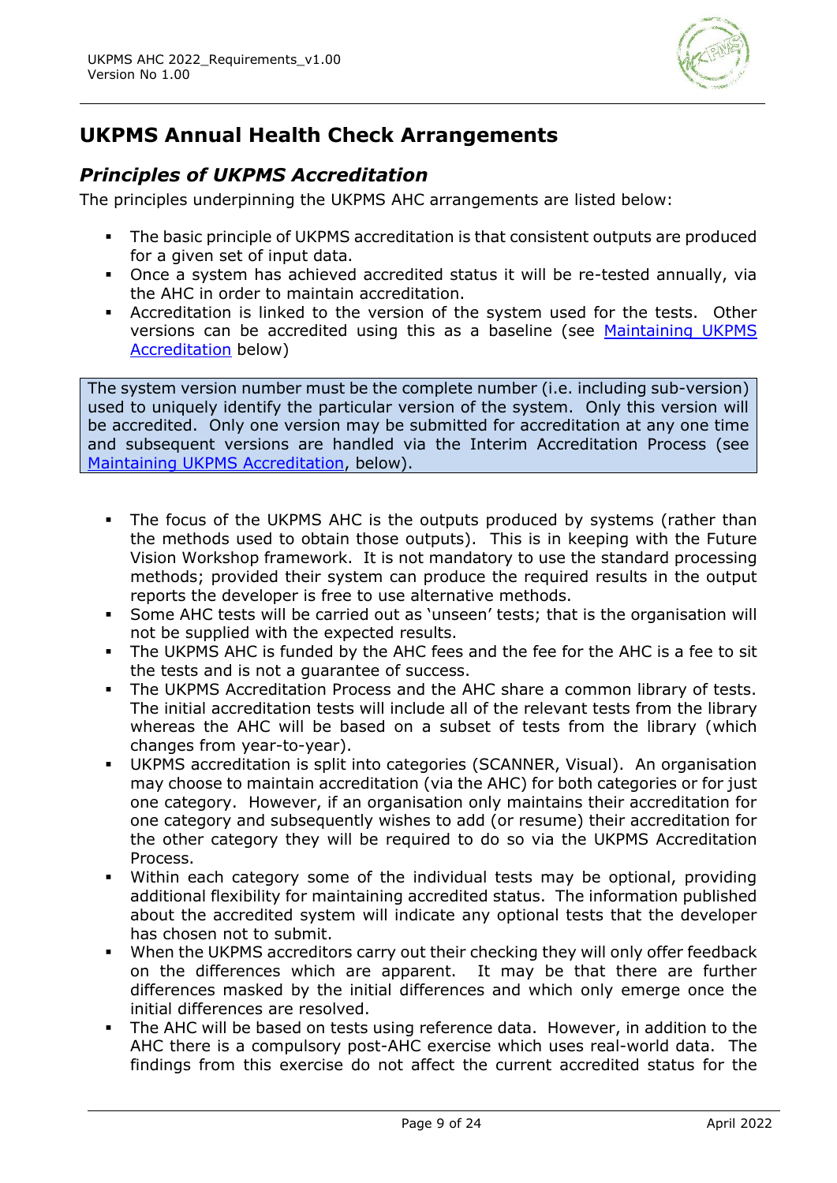## UKPMS Annual Health Check Arrangements

### *Principles of UKPMS Accreditation*

The principles underpinning the UKPMS AHC arrangements are listed below:

- The basic principle of UKPMS accreditation is that consistent outputs are produced for a given set of input data.
- Once a system has achieved accredited status it will be re-tested annually, via the AHC in order to maintain accreditation.
- Accreditation is linked to the version of the system used for the tests. Other versions can be accredited using this as a baseline (see [Maintaining UKPMS Accreditation](#) below)

> The system version number must be the complete number (i.e. including sub-version) used to uniquely identify the particular version of the system. Only this version will be accredited. Only one version may be submitted for accreditation at any one time and subsequent versions are handled via the Interim Accreditation Process (see [Maintaining UKPMS Accreditation](#), below).

- The focus of the UKPMS AHC is the outputs produced by systems (rather than the methods used to obtain those outputs). This is in keeping with the Future Vision Workshop framework. It is not mandatory to use the standard processing methods; provided their system can produce the required results in the output reports the developer is free to use alternative methods.
- Some AHC tests will be carried out as 'unseen' tests; that is the organisation will not be supplied with the expected results.
- The UKPMS AHC is funded by the AHC fees and the fee for the AHC is a fee to sit the tests and is not a guarantee of success.
- The UKPMS Accreditation Process and the AHC share a common library of tests. The initial accreditation tests will include all of the relevant tests from the library whereas the AHC will be based on a subset of tests from the library (which changes from year-to-year).
- UKPMS accreditation is split into categories (SCANNER, Visual). An organisation may choose to maintain accreditation (via the AHC) for both categories or for just one category. However, if an organisation only maintains their accreditation for one category and subsequently wishes to add (or resume) their accreditation for the other category they will be required to do so via the UKPMS Accreditation Process.
- Within each category some of the individual tests may be optional, providing additional flexibility for maintaining accredited status. The information published about the accredited system will indicate any optional tests that the developer has chosen not to submit.
- When the UKPMS accreditors carry out their checking they will only offer feedback on the differences which are apparent. It may be that there are further differences masked by the initial differences and which only emerge once the initial differences are resolved.
- The AHC will be based on tests using reference data. However, in addition to the AHC there is a compulsory post-AHC exercise which uses real-world data. The findings from this exercise do not affect the current accredited status for the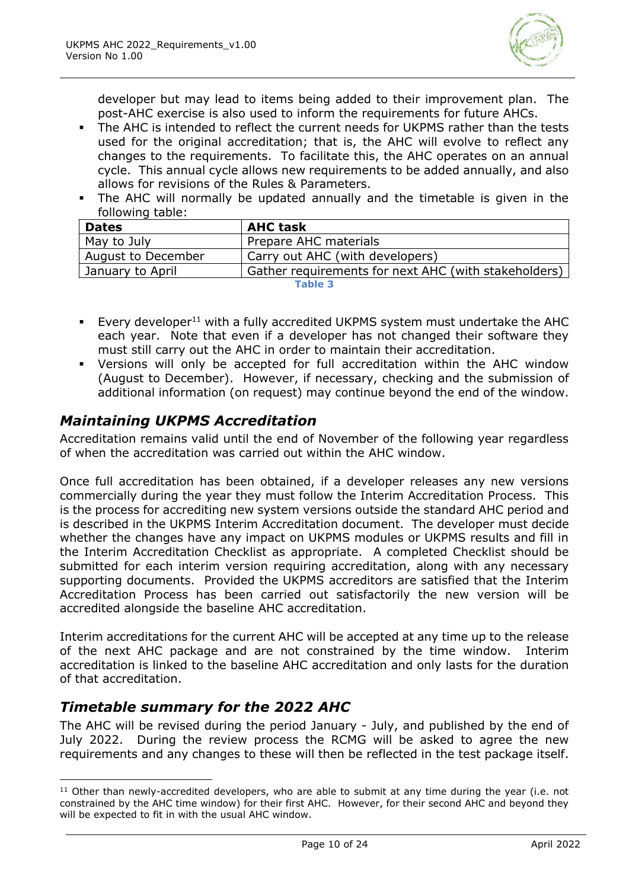developer but may lead to items being added to their improvement plan. The post-AHC exercise is also used to inform the requirements for future AHCs.

- The AHC is intended to reflect the current needs for UKPMS rather than the tests used for the original accreditation; that is, the AHC will evolve to reflect any changes to the requirements. To facilitate this, the AHC operates on an annual cycle. This annual cycle allows new requirements to be added annually, and also allows for revisions of the Rules & Parameters.
- The AHC will normally be updated annually and the timetable is given in the following table:

| Dates | AHC task |
|---|---|
| May to July | Prepare AHC materials |
| August to December | Carry out AHC (with developers) |
| January to April | Gather requirements for next AHC (with stakeholders) |

**Table 3**

- Every developer[11] with a fully accredited UKPMS system must undertake the AHC each year. Note that even if a developer has not changed their software they must still carry out the AHC in order to maintain their accreditation.
- Versions will only be accepted for full accreditation within the AHC window (August to December). However, if necessary, checking and the submission of additional information (on request) may continue beyond the end of the window.

## *Maintaining UKPMS Accreditation*

Accreditation remains valid until the end of November of the following year regardless of when the accreditation was carried out within the AHC window.

Once full accreditation has been obtained, if a developer releases any new versions commercially during the year they must follow the Interim Accreditation Process. This is the process for accrediting new system versions outside the standard AHC period and is described in the UKPMS Interim Accreditation document. The developer must decide whether the changes have any impact on UKPMS modules or UKPMS results and fill in the Interim Accreditation Checklist as appropriate. A completed Checklist should be submitted for each interim version requiring accreditation, along with any necessary supporting documents. Provided the UKPMS accreditors are satisfied that the Interim Accreditation Process has been carried out satisfactorily the new version will be accredited alongside the baseline AHC accreditation.

Interim accreditations for the current AHC will be accepted at any time up to the release of the next AHC package and are not constrained by the time window. Interim accreditation is linked to the baseline AHC accreditation and only lasts for the duration of that accreditation.

## *Timetable summary for the 2022 AHC*

The AHC will be revised during the period January - July, and published by the end of July 2022. During the review process the RCMG will be asked to agree the new requirements and any changes to these will then be reflected in the test package itself.

---

[11] Other than newly-accredited developers, who are able to submit at any time during the year (i.e. not constrained by the AHC time window) for their first AHC. However, for their second AHC and beyond they will be expected to fit in with the usual AHC window.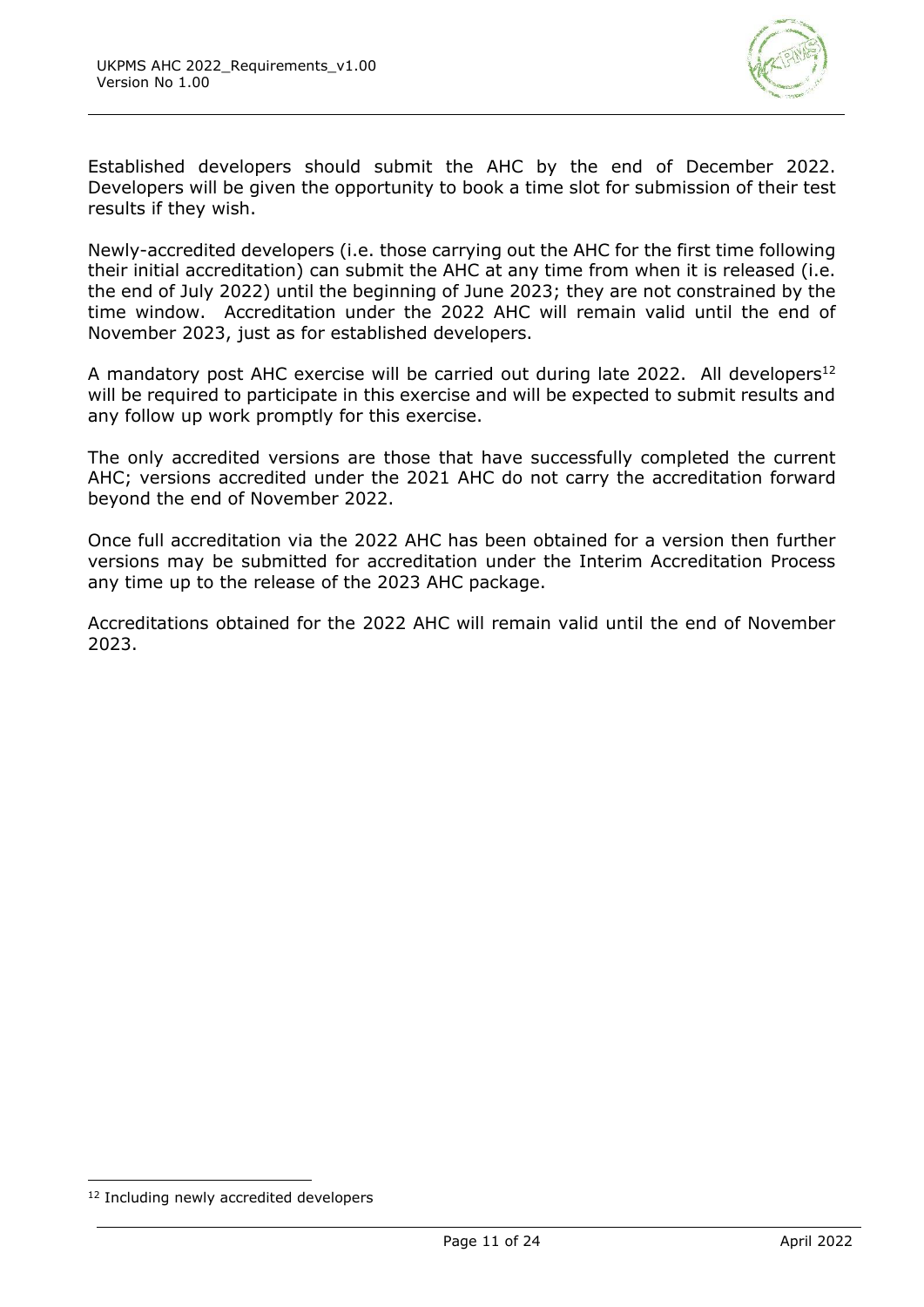Established developers should submit the AHC by the end of December 2022. Developers will be given the opportunity to book a time slot for submission of their test results if they wish.

Newly-accredited developers (i.e. those carrying out the AHC for the first time following their initial accreditation) can submit the AHC at any time from when it is released (i.e. the end of July 2022) until the beginning of June 2023; they are not constrained by the time window. Accreditation under the 2022 AHC will remain valid until the end of November 2023, just as for established developers.

A mandatory post AHC exercise will be carried out during late 2022. All developers[12] will be required to participate in this exercise and will be expected to submit results and any follow up work promptly for this exercise.

The only accredited versions are those that have successfully completed the current AHC; versions accredited under the 2021 AHC do not carry the accreditation forward beyond the end of November 2022.

Once full accreditation via the 2022 AHC has been obtained for a version then further versions may be submitted for accreditation under the Interim Accreditation Process any time up to the release of the 2023 AHC package.

Accreditations obtained for the 2022 AHC will remain valid until the end of November 2023.

[12] Including newly accredited developers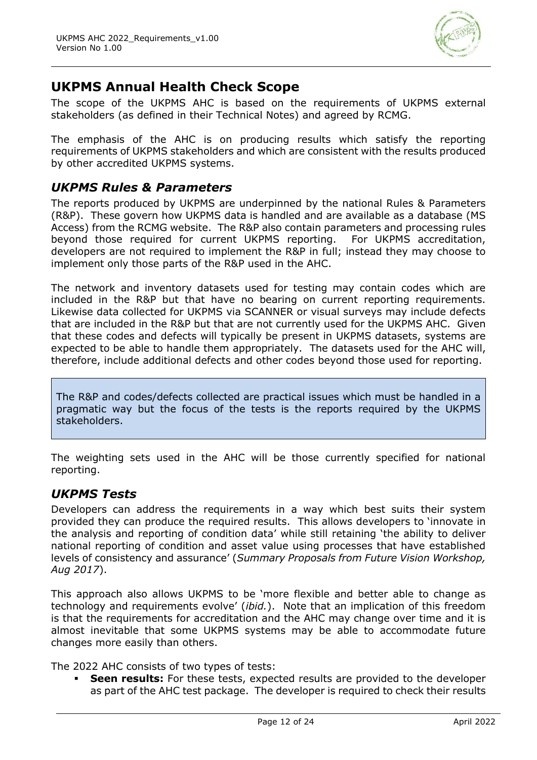## UKPMS Annual Health Check Scope

The scope of the UKPMS AHC is based on the requirements of UKPMS external stakeholders (as defined in their Technical Notes) and agreed by RCMG.

The emphasis of the AHC is on producing results which satisfy the reporting requirements of UKPMS stakeholders and which are consistent with the results produced by other accredited UKPMS systems.

### *UKPMS Rules & Parameters*

The reports produced by UKPMS are underpinned by the national Rules & Parameters (R&P). These govern how UKPMS data is handled and are available as a database (MS Access) from the RCMG website. The R&P also contain parameters and processing rules beyond those required for current UKPMS reporting. For UKPMS accreditation, developers are not required to implement the R&P in full; instead they may choose to implement only those parts of the R&P used in the AHC.

The network and inventory datasets used for testing may contain codes which are included in the R&P but that have no bearing on current reporting requirements. Likewise data collected for UKPMS via SCANNER or visual surveys may include defects that are included in the R&P but that are not currently used for the UKPMS AHC. Given that these codes and defects will typically be present in UKPMS datasets, systems are expected to be able to handle them appropriately. The datasets used for the AHC will, therefore, include additional defects and other codes beyond those used for reporting.

> The R&P and codes/defects collected are practical issues which must be handled in a pragmatic way but the focus of the tests is the reports required by the UKPMS stakeholders.

The weighting sets used in the AHC will be those currently specified for national reporting.

### *UKPMS Tests*

Developers can address the requirements in a way which best suits their system provided they can produce the required results. This allows developers to 'innovate in the analysis and reporting of condition data' while still retaining 'the ability to deliver national reporting of condition and asset value using processes that have established levels of consistency and assurance' (*Summary Proposals from Future Vision Workshop, Aug 2017*).

This approach also allows UKPMS to be 'more flexible and better able to change as technology and requirements evolve' (*ibid.*). Note that an implication of this freedom is that the requirements for accreditation and the AHC may change over time and it is almost inevitable that some UKPMS systems may be able to accommodate future changes more easily than others.

The 2022 AHC consists of two types of tests:

- **Seen results:** For these tests, expected results are provided to the developer as part of the AHC test package. The developer is required to check their results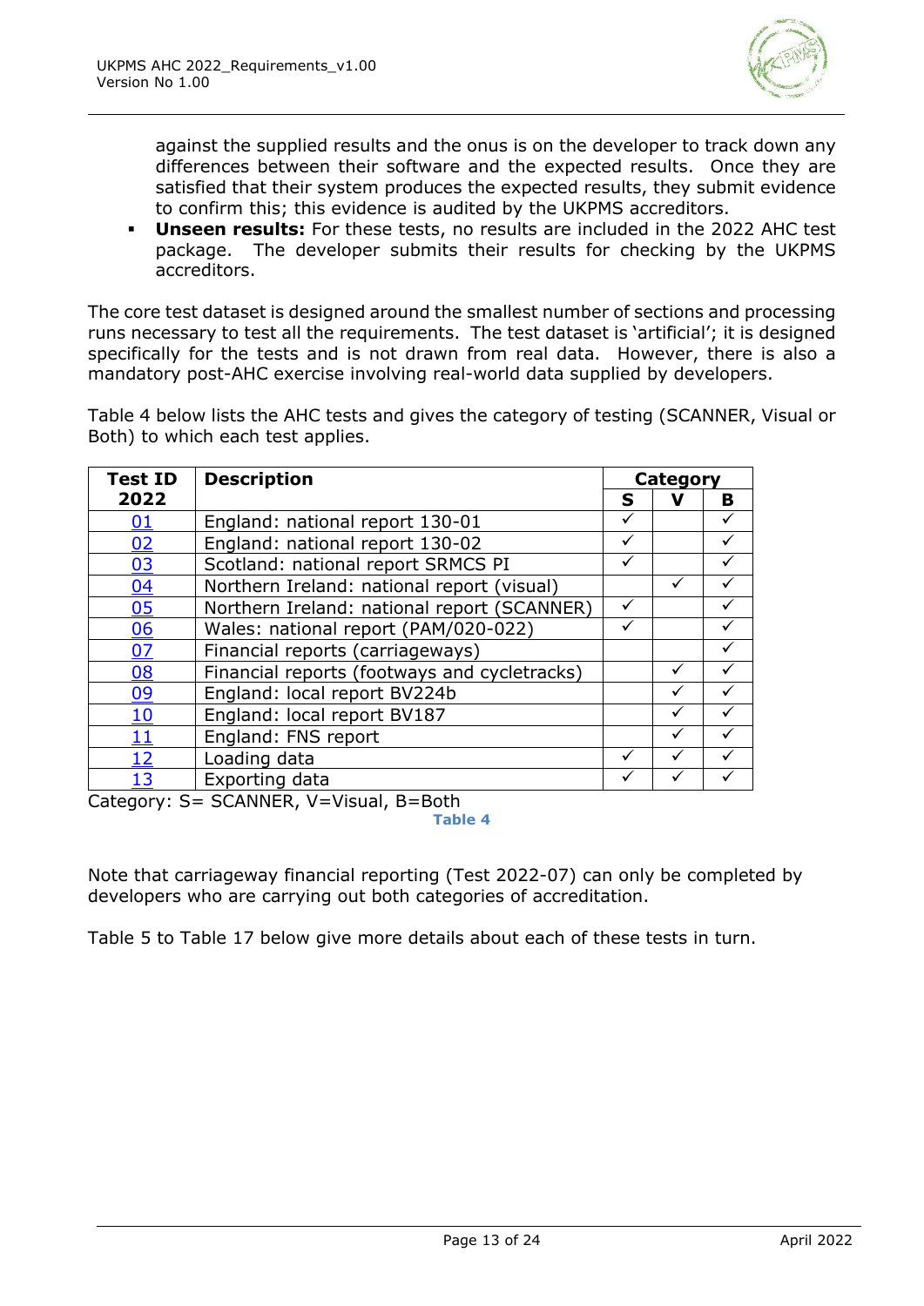against the supplied results and the onus is on the developer to track down any differences between their software and the expected results. Once they are satisfied that their system produces the expected results, they submit evidence to confirm this; this evidence is audited by the UKPMS accreditors.

- **Unseen results:** For these tests, no results are included in the 2022 AHC test package. The developer submits their results for checking by the UKPMS accreditors.

The core test dataset is designed around the smallest number of sections and processing runs necessary to test all the requirements. The test dataset is 'artificial'; it is designed specifically for the tests and is not drawn from real data. However, there is also a mandatory post-AHC exercise involving real-world data supplied by developers.

Table 4 below lists the AHC tests and gives the category of testing (SCANNER, Visual or Both) to which each test applies.

| Test ID 2022 | Description | Category | | |
|---|---|---|---|---|
| | | S | V | B |
| 01 | England: national report 130-01 | ✓ | | ✓ |
| 02 | England: national report 130-02 | ✓ | | ✓ |
| 03 | Scotland: national report SRMCS PI | ✓ | | ✓ |
| 04 | Northern Ireland: national report (visual) | | ✓ | ✓ |
| 05 | Northern Ireland: national report (SCANNER) | ✓ | | ✓ |
| 06 | Wales: national report (PAM/020-022) | ✓ | | ✓ |
| 07 | Financial reports (carriageways) | | | ✓ |
| 08 | Financial reports (footways and cycletracks) | | ✓ | ✓ |
| 09 | England: local report BV224b | | ✓ | ✓ |
| 10 | England: local report BV187 | | ✓ | ✓ |
| 11 | England: FNS report | | ✓ | ✓ |
| 12 | Loading data | ✓ | ✓ | ✓ |
| 13 | Exporting data | ✓ | ✓ | ✓ |

Category: S= SCANNER, V=Visual, B=Both

**Table 4**

Note that carriageway financial reporting (Test 2022-07) can only be completed by developers who are carrying out both categories of accreditation.

Table 5 to Table 17 below give more details about each of these tests in turn.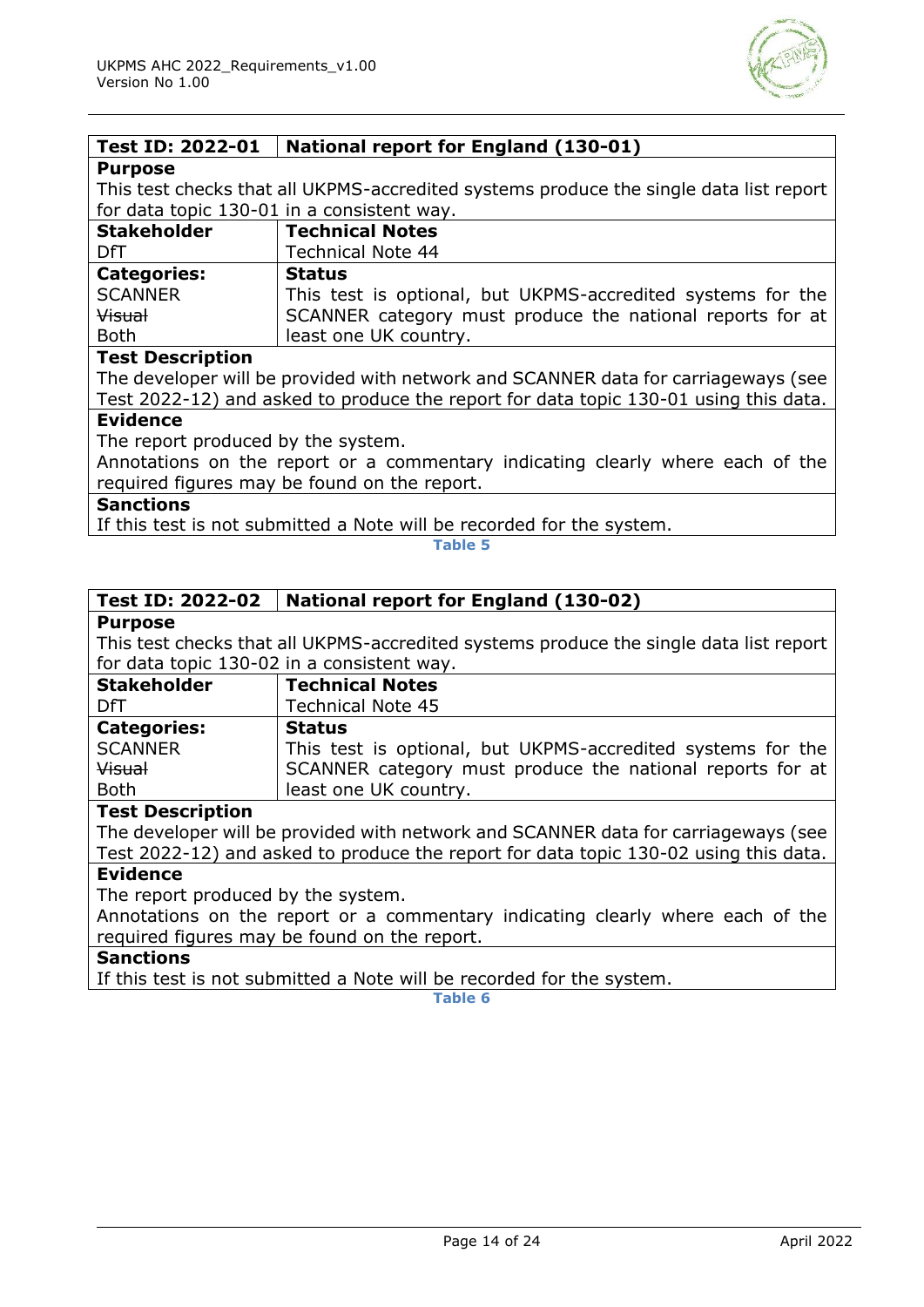| Test ID: 2022-01 | National report for England (130-01) |
|---|---|
| **Purpose** | |
| This test checks that all UKPMS-accredited systems produce the single data list report for data topic 130-01 in a consistent way. | |
| **Stakeholder** | **Technical Notes** |
| DfT | Technical Note 44 |
| **Categories:**<br>SCANNER<br>~~Visual~~<br>Both | **Status**<br>This test is optional, but UKPMS-accredited systems for the SCANNER category must produce the national reports for at least one UK country. |
| **Test Description** | |
| The developer will be provided with network and SCANNER data for carriageways (see Test 2022-12) and asked to produce the report for data topic 130-01 using this data. | |
| **Evidence** | |
| The report produced by the system.<br>Annotations on the report or a commentary indicating clearly where each of the required figures may be found on the report. | |
| **Sanctions** | |
| If this test is not submitted a Note will be recorded for the system. | |

Table 5

| Test ID: 2022-02 | National report for England (130-02) |
|---|---|
| **Purpose** | |
| This test checks that all UKPMS-accredited systems produce the single data list report for data topic 130-02 in a consistent way. | |
| **Stakeholder** | **Technical Notes** |
| DfT | Technical Note 45 |
| **Categories:**<br>SCANNER<br>~~Visual~~<br>Both | **Status**<br>This test is optional, but UKPMS-accredited systems for the SCANNER category must produce the national reports for at least one UK country. |
| **Test Description** | |
| The developer will be provided with network and SCANNER data for carriageways (see Test 2022-12) and asked to produce the report for data topic 130-02 using this data. | |
| **Evidence** | |
| The report produced by the system.<br>Annotations on the report or a commentary indicating clearly where each of the required figures may be found on the report. | |
| **Sanctions** | |
| If this test is not submitted a Note will be recorded for the system. | |

Table 6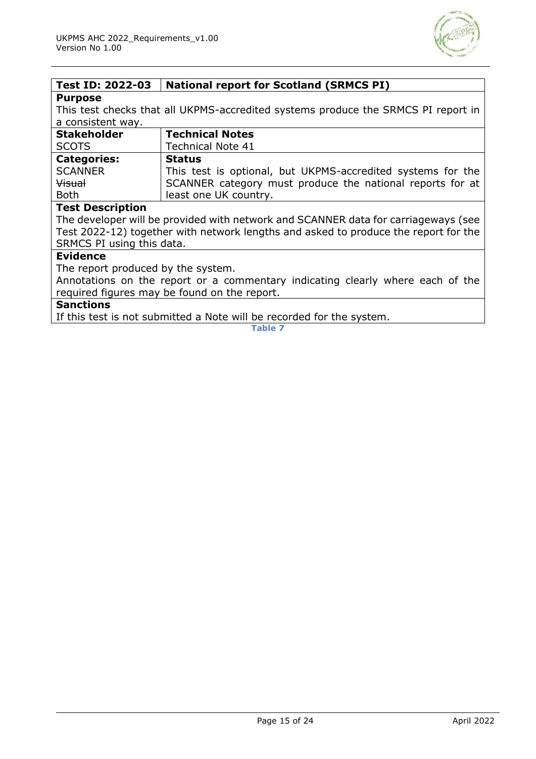| Test ID: 2022-03 | National report for Scotland (SRMCS PI) |
| --- | --- |
| **Purpose**<br>This test checks that all UKPMS-accredited systems produce the SRMCS PI report in a consistent way. | |
| **Stakeholder**<br>SCOTS | **Technical Notes**<br>Technical Note 41 |
| **Categories:**<br>SCANNER<br>~~Visual~~<br>Both | **Status**<br>This test is optional, but UKPMS-accredited systems for the SCANNER category must produce the national reports for at least one UK country. |
| **Test Description**<br>The developer will be provided with network and SCANNER data for carriageways (see Test 2022-12) together with network lengths and asked to produce the report for the SRMCS PI using this data. | |
| **Evidence**<br>The report produced by the system.<br>Annotations on the report or a commentary indicating clearly where each of the required figures may be found on the report. | |
| **Sanctions**<br>If this test is not submitted a Note will be recorded for the system. | |

**Table 7**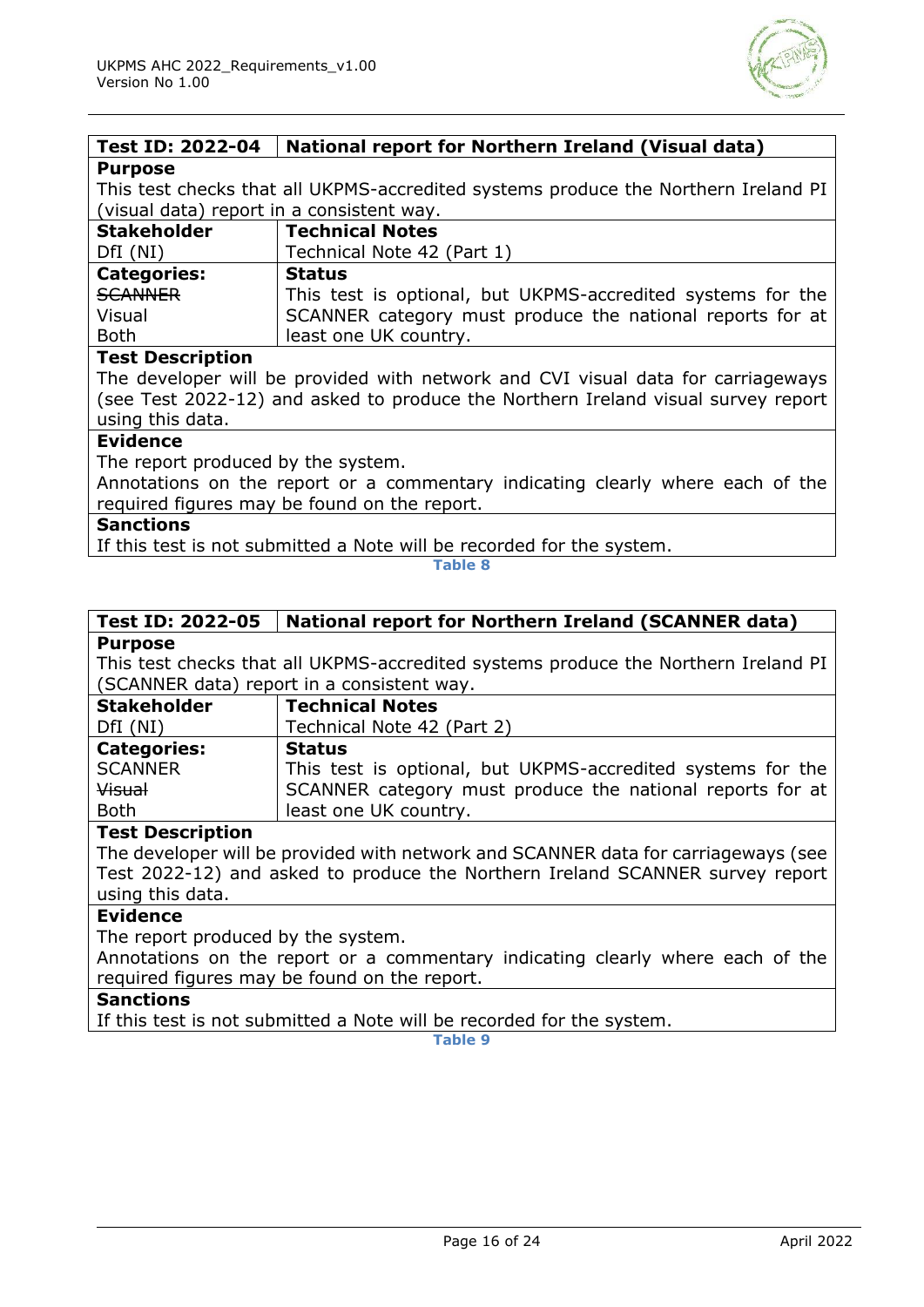| Test ID: 2022-04 | National report for Northern Ireland (Visual data) |
|---|---|
| **Purpose** | |
| This test checks that all UKPMS-accredited systems produce the Northern Ireland PI (visual data) report in a consistent way. | |
| **Stakeholder** | **Technical Notes** |
| DfI (NI) | Technical Note 42 (Part 1) |
| **Categories:**<br>~~SCANNER~~<br>Visual<br>Both | **Status**<br>This test is optional, but UKPMS-accredited systems for the SCANNER category must produce the national reports for at least one UK country. |
| **Test Description** | |
| The developer will be provided with network and CVI visual data for carriageways (see Test 2022-12) and asked to produce the Northern Ireland visual survey report using this data. | |
| **Evidence** | |
| The report produced by the system.<br>Annotations on the report or a commentary indicating clearly where each of the required figures may be found on the report. | |
| **Sanctions** | |
| If this test is not submitted a Note will be recorded for the system. | |

Table 8

| Test ID: 2022-05 | National report for Northern Ireland (SCANNER data) |
|---|---|
| **Purpose** | |
| This test checks that all UKPMS-accredited systems produce the Northern Ireland PI (SCANNER data) report in a consistent way. | |
| **Stakeholder** | **Technical Notes** |
| DfI (NI) | Technical Note 42 (Part 2) |
| **Categories:**<br>SCANNER<br>~~Visual~~<br>Both | **Status**<br>This test is optional, but UKPMS-accredited systems for the SCANNER category must produce the national reports for at least one UK country. |
| **Test Description** | |
| The developer will be provided with network and SCANNER data for carriageways (see Test 2022-12) and asked to produce the Northern Ireland SCANNER survey report using this data. | |
| **Evidence** | |
| The report produced by the system.<br>Annotations on the report or a commentary indicating clearly where each of the required figures may be found on the report. | |
| **Sanctions** | |
| If this test is not submitted a Note will be recorded for the system. | |

Table 9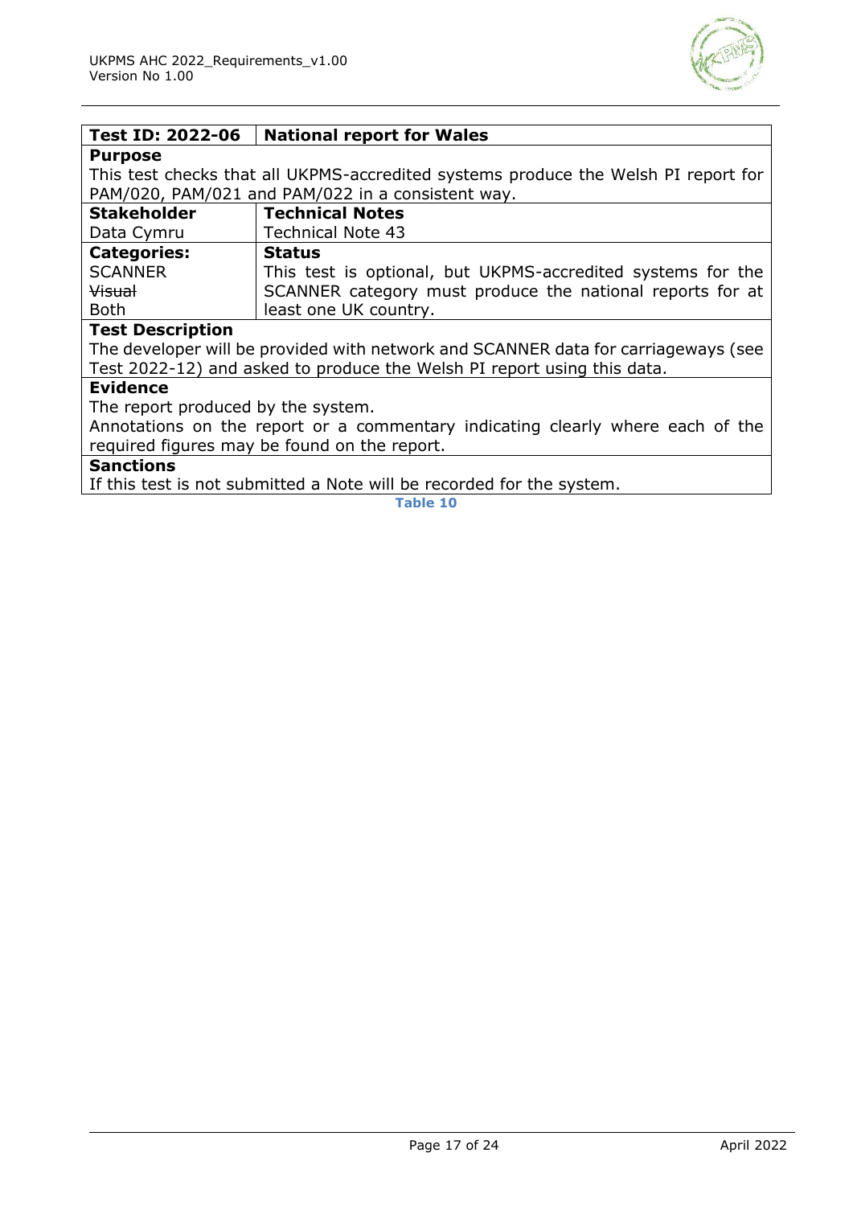| Test ID: 2022-06 | National report for Wales |
|---|---|
| **Purpose** | |
| This test checks that all UKPMS-accredited systems produce the Welsh PI report for PAM/020, PAM/021 and PAM/022 in a consistent way. | |
| **Stakeholder** | **Technical Notes** |
| Data Cymru | Technical Note 43 |
| **Categories:** | **Status** |
| SCANNER<br>~~Visual~~<br>Both | This test is optional, but UKPMS-accredited systems for the SCANNER category must produce the national reports for at least one UK country. |
| **Test Description** | |
| The developer will be provided with network and SCANNER data for carriageways (see Test 2022-12) and asked to produce the Welsh PI report using this data. | |
| **Evidence** | |
| The report produced by the system.<br>Annotations on the report or a commentary indicating clearly where each of the required figures may be found on the report. | |
| **Sanctions** | |
| If this test is not submitted a Note will be recorded for the system. | |

**Table 10**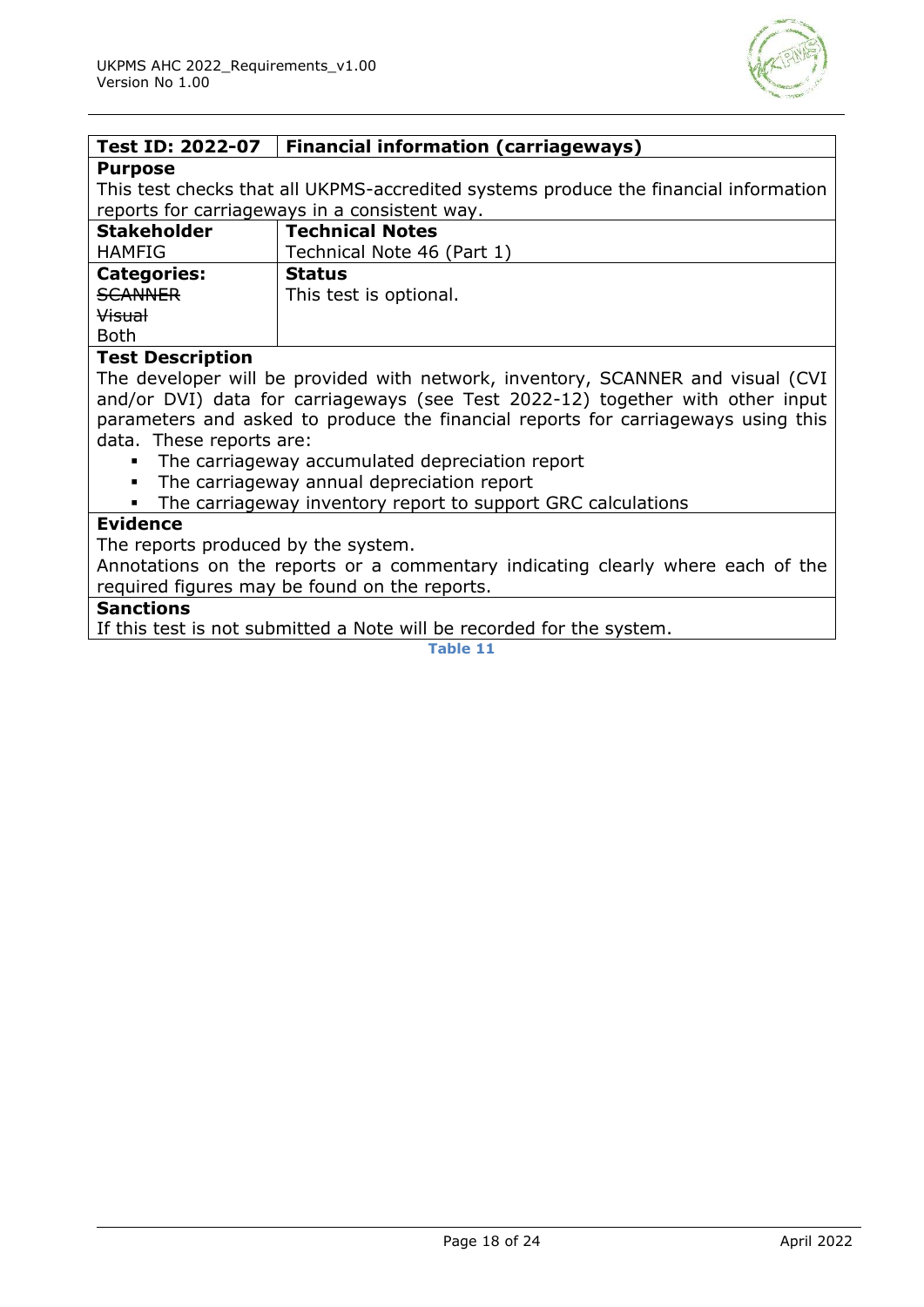| Test ID: 2022-07 | Financial information (carriageways) |
|---|---|
| **Purpose**<br>This test checks that all UKPMS-accredited systems produce the financial information reports for carriageways in a consistent way. | |
| **Stakeholder**<br>HAMFIG | **Technical Notes**<br>Technical Note 46 (Part 1) |
| **Categories:**<br>~~SCANNER~~<br>~~Visual~~<br>Both | **Status**<br>This test is optional. |
| **Test Description**<br>The developer will be provided with network, inventory, SCANNER and visual (CVI and/or DVI) data for carriageways (see Test 2022-12) together with other input parameters and asked to produce the financial reports for carriageways using this data. These reports are:<br>▪ The carriageway accumulated depreciation report<br>▪ The carriageway annual depreciation report<br>▪ The carriageway inventory report to support GRC calculations | |
| **Evidence**<br>The reports produced by the system.<br>Annotations on the reports or a commentary indicating clearly where each of the required figures may be found on the reports. | |
| **Sanctions**<br>If this test is not submitted a Note will be recorded for the system. | |

Table 11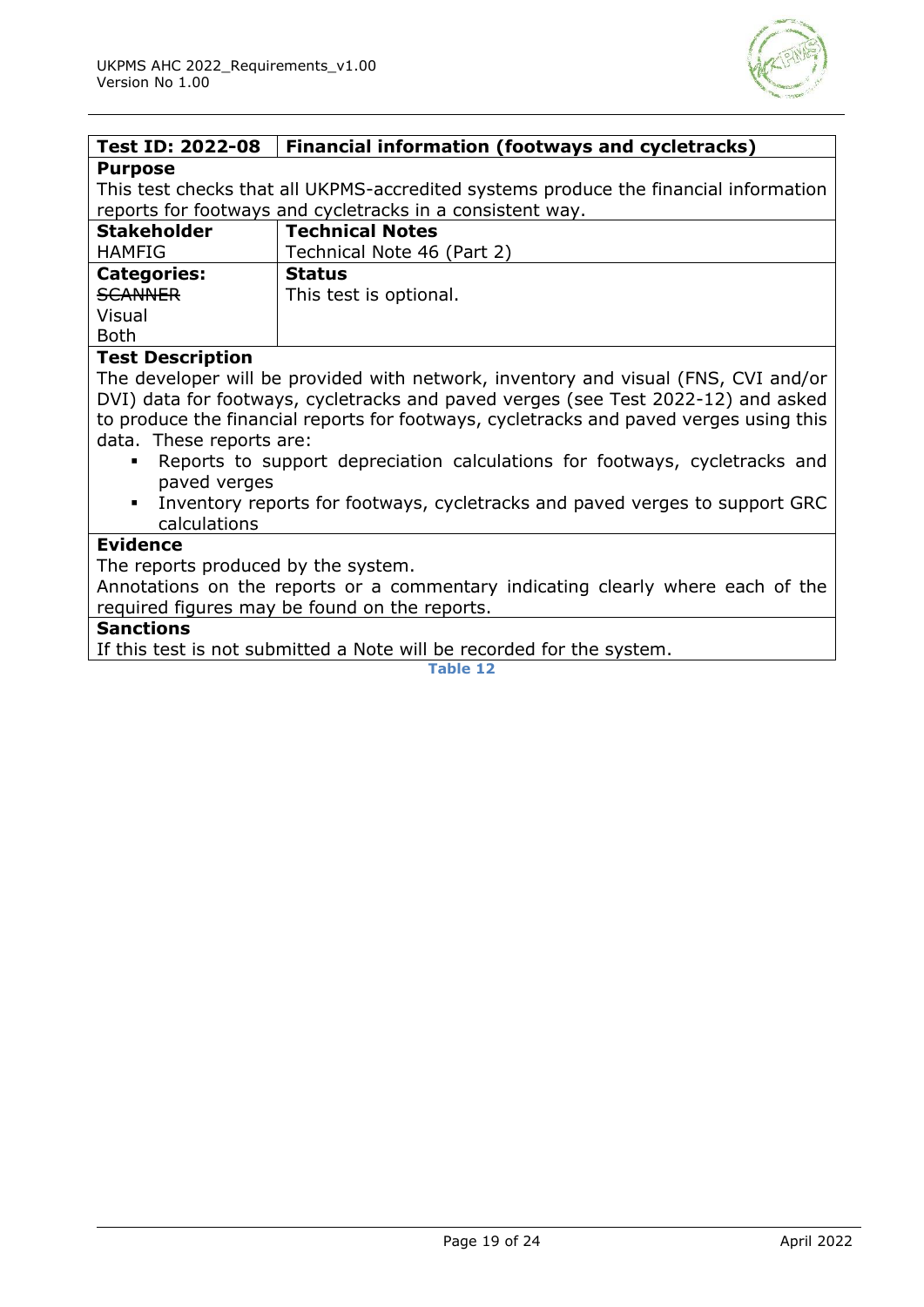| Test ID: 2022-08 | Financial information (footways and cycletracks) |
|---|---|
| **Purpose**<br>This test checks that all UKPMS-accredited systems produce the financial information reports for footways and cycletracks in a consistent way. | |
| **Stakeholder**<br>HAMFIG | **Technical Notes**<br>Technical Note 46 (Part 2) |
| **Categories:**<br>~~SCANNER~~<br>Visual<br>Both | **Status**<br>This test is optional. |
| **Test Description**<br>The developer will be provided with network, inventory and visual (FNS, CVI and/or DVI) data for footways, cycletracks and paved verges (see Test 2022-12) and asked to produce the financial reports for footways, cycletracks and paved verges using this data. These reports are:<br>▪ Reports to support depreciation calculations for footways, cycletracks and paved verges<br>▪ Inventory reports for footways, cycletracks and paved verges to support GRC calculations | |
| **Evidence**<br>The reports produced by the system.<br>Annotations on the reports or a commentary indicating clearly where each of the required figures may be found on the reports. | |
| **Sanctions**<br>If this test is not submitted a Note will be recorded for the system. | |

Table 12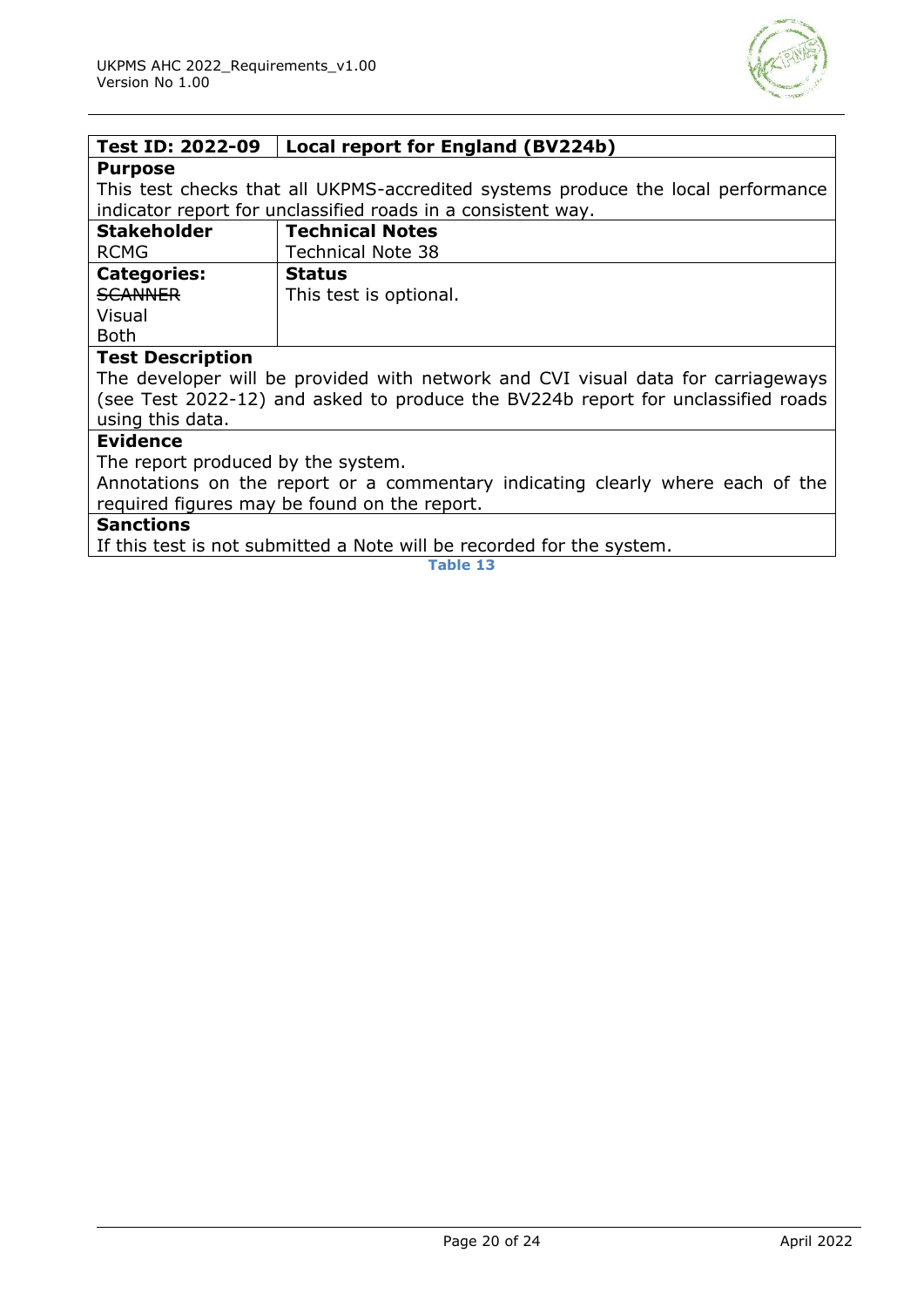| Test ID: 2022-09 | Local report for England (BV224b) |
| --- | --- |
| **Purpose** | |
| This test checks that all UKPMS-accredited systems produce the local performance indicator report for unclassified roads in a consistent way. | |
| **Stakeholder** | **Technical Notes** |
| RCMG | Technical Note 38 |
| **Categories:** | **Status** |
| ~~SCANNER~~ | This test is optional. |
| Visual | |
| Both | |
| **Test Description** | |
| The developer will be provided with network and CVI visual data for carriageways (see Test 2022-12) and asked to produce the BV224b report for unclassified roads using this data. | |
| **Evidence** | |
| The report produced by the system.<br>Annotations on the report or a commentary indicating clearly where each of the required figures may be found on the report. | |
| **Sanctions** | |
| If this test is not submitted a Note will be recorded for the system. | |

**Table 13**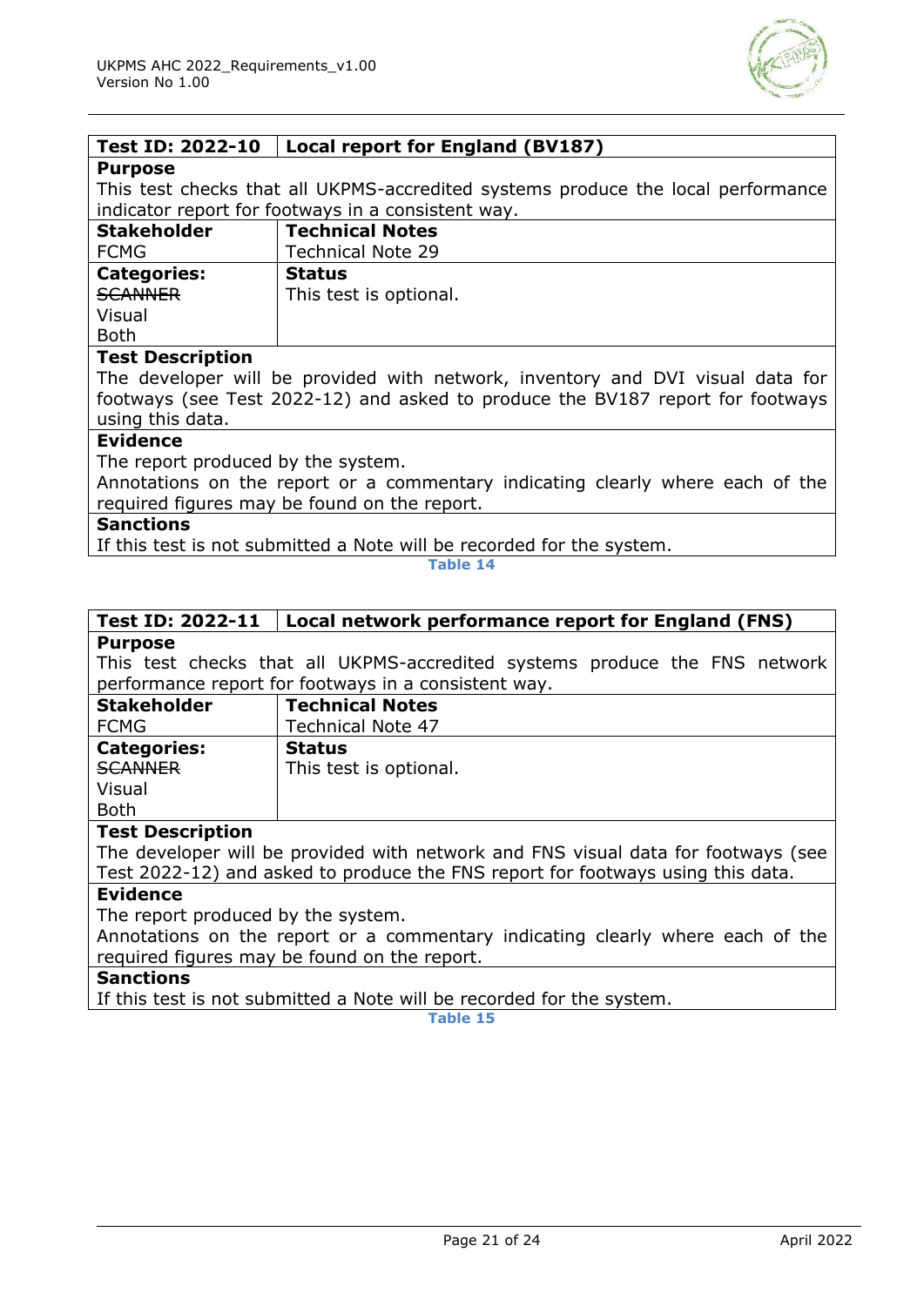| Test ID: 2022-10 | Local report for England (BV187) |
| --- | --- |
| **Purpose** | |
| This test checks that all UKPMS-accredited systems produce the local performance indicator report for footways in a consistent way. | |
| **Stakeholder** | **Technical Notes** |
| FCMG | Technical Note 29 |
| **Categories:**<br>~~SCANNER~~<br>Visual<br>Both | **Status**<br>This test is optional. |
| **Test Description** | |
| The developer will be provided with network, inventory and DVI visual data for footways (see Test 2022-12) and asked to produce the BV187 report for footways using this data. | |
| **Evidence** | |
| The report produced by the system.<br>Annotations on the report or a commentary indicating clearly where each of the required figures may be found on the report. | |
| **Sanctions** | |
| If this test is not submitted a Note will be recorded for the system. | |

**Table 14**

| Test ID: 2022-11 | Local network performance report for England (FNS) |
| --- | --- |
| **Purpose** | |
| This test checks that all UKPMS-accredited systems produce the FNS network performance report for footways in a consistent way. | |
| **Stakeholder** | **Technical Notes** |
| FCMG | Technical Note 47 |
| **Categories:**<br>~~SCANNER~~<br>Visual<br>Both | **Status**<br>This test is optional. |
| **Test Description** | |
| The developer will be provided with network and FNS visual data for footways (see Test 2022-12) and asked to produce the FNS report for footways using this data. | |
| **Evidence** | |
| The report produced by the system.<br>Annotations on the report or a commentary indicating clearly where each of the required figures may be found on the report. | |
| **Sanctions** | |
| If this test is not submitted a Note will be recorded for the system. | |

**Table 15**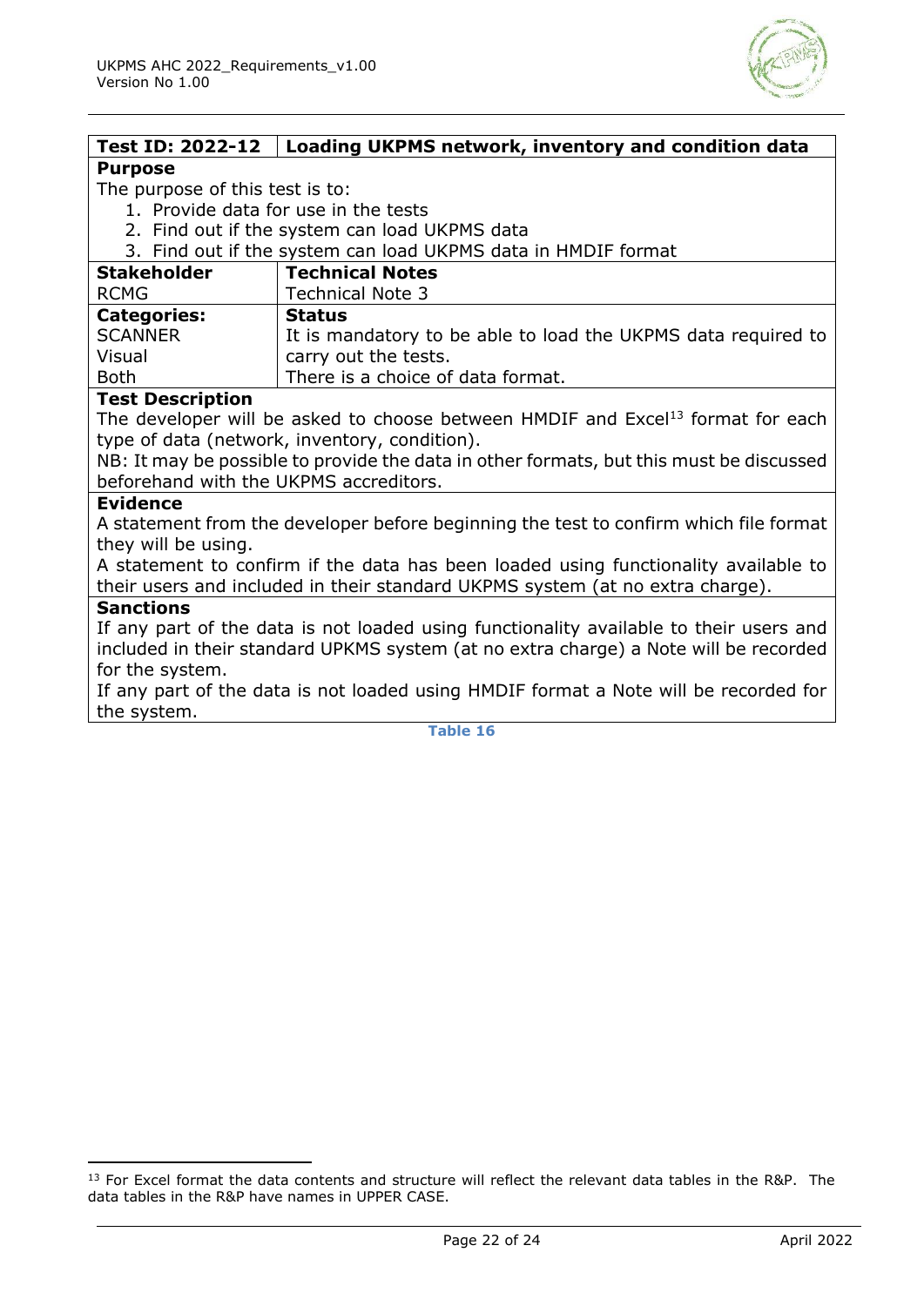| Test ID: 2022-12 | Loading UKPMS network, inventory and condition data |
|---|---|
| **Purpose**<br>The purpose of this test is to:<br>1. Provide data for use in the tests<br>2. Find out if the system can load UKPMS data<br>3. Find out if the system can load UKPMS data in HMDIF format | |
| **Stakeholder**<br>RCMG | **Technical Notes**<br>Technical Note 3 |
| **Categories:**<br>SCANNER<br>Visual<br>Both | **Status**<br>It is mandatory to be able to load the UKPMS data required to carry out the tests.<br>There is a choice of data format. |
| **Test Description**<br>The developer will be asked to choose between HMDIF and Excel[13] format for each type of data (network, inventory, condition).<br>NB: It may be possible to provide the data in other formats, but this must be discussed beforehand with the UKPMS accreditors. | |
| **Evidence**<br>A statement from the developer before beginning the test to confirm which file format they will be using.<br>A statement to confirm if the data has been loaded using functionality available to their users and included in their standard UKPMS system (at no extra charge). | |
| **Sanctions**<br>If any part of the data is not loaded using functionality available to their users and included in their standard UPKMS system (at no extra charge) a Note will be recorded for the system.<br>If any part of the data is not loaded using HMDIF format a Note will be recorded for the system. | |

**Table 16**

[13] For Excel format the data contents and structure will reflect the relevant data tables in the R&P. The data tables in the R&P have names in UPPER CASE.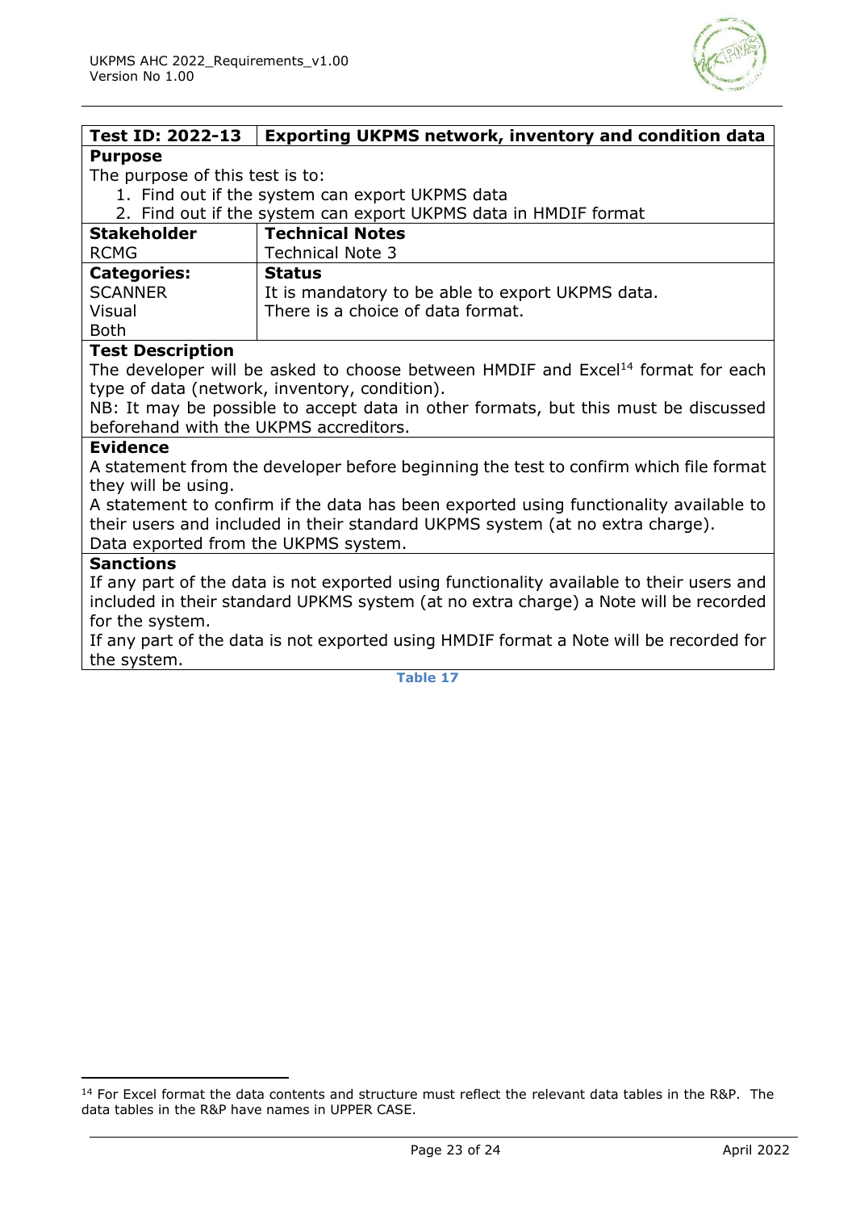| Test ID: 2022-13 | Exporting UKPMS network, inventory and condition data |
|---|---|
| **Purpose**<br>The purpose of this test is to:<br>1. Find out if the system can export UKPMS data<br>2. Find out if the system can export UKPMS data in HMDIF format | |
| **Stakeholder**<br>RCMG | **Technical Notes**<br>Technical Note 3 |
| **Categories:**<br>SCANNER<br>Visual<br>Both | **Status**<br>It is mandatory to be able to export UKPMS data.<br>There is a choice of data format. |
| **Test Description**<br>The developer will be asked to choose between HMDIF and Excel[14] format for each type of data (network, inventory, condition).<br>NB: It may be possible to accept data in other formats, but this must be discussed beforehand with the UKPMS accreditors. | |
| **Evidence**<br>A statement from the developer before beginning the test to confirm which file format they will be using.<br>A statement to confirm if the data has been exported using functionality available to their users and included in their standard UKPMS system (at no extra charge).<br>Data exported from the UKPMS system. | |
| **Sanctions**<br>If any part of the data is not exported using functionality available to their users and included in their standard UPKMS system (at no extra charge) a Note will be recorded for the system.<br>If any part of the data is not exported using HMDIF format a Note will be recorded for the system. | |

**Table 17**

[14] For Excel format the data contents and structure must reflect the relevant data tables in the R&P. The data tables in the R&P have names in UPPER CASE.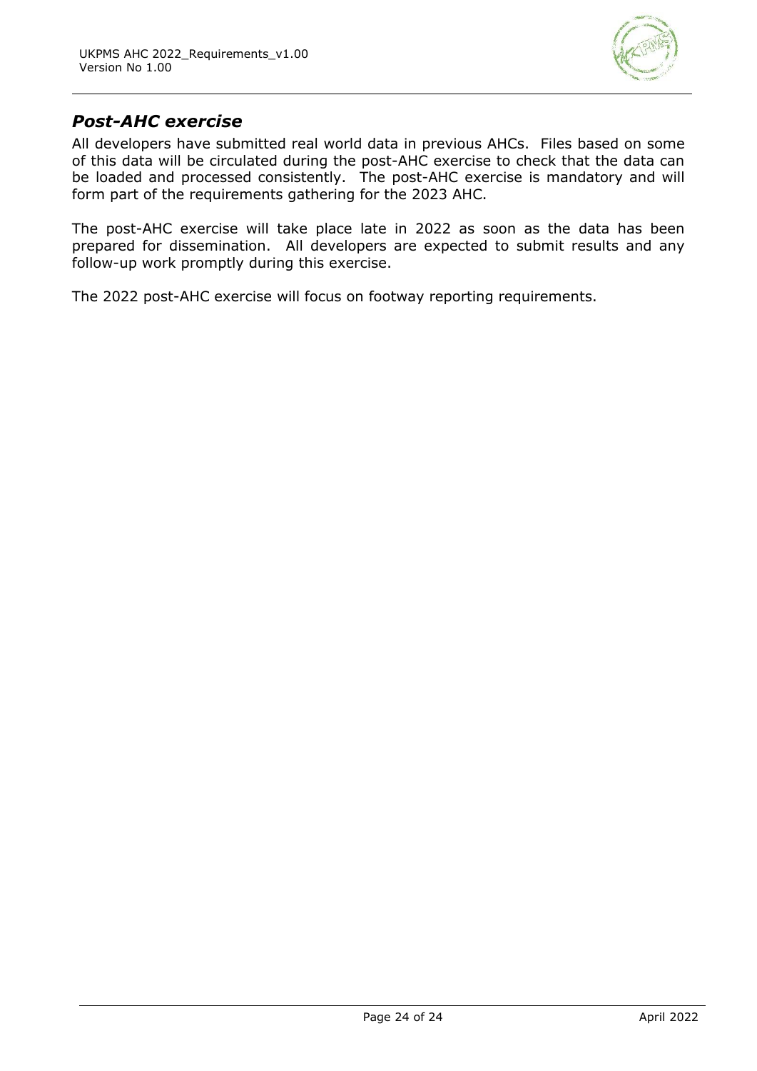## *Post-AHC exercise*

All developers have submitted real world data in previous AHCs. Files based on some of this data will be circulated during the post-AHC exercise to check that the data can be loaded and processed consistently. The post-AHC exercise is mandatory and will form part of the requirements gathering for the 2023 AHC.

The post-AHC exercise will take place late in 2022 as soon as the data has been prepared for dissemination. All developers are expected to submit results and any follow-up work promptly during this exercise.

The 2022 post-AHC exercise will focus on footway reporting requirements.